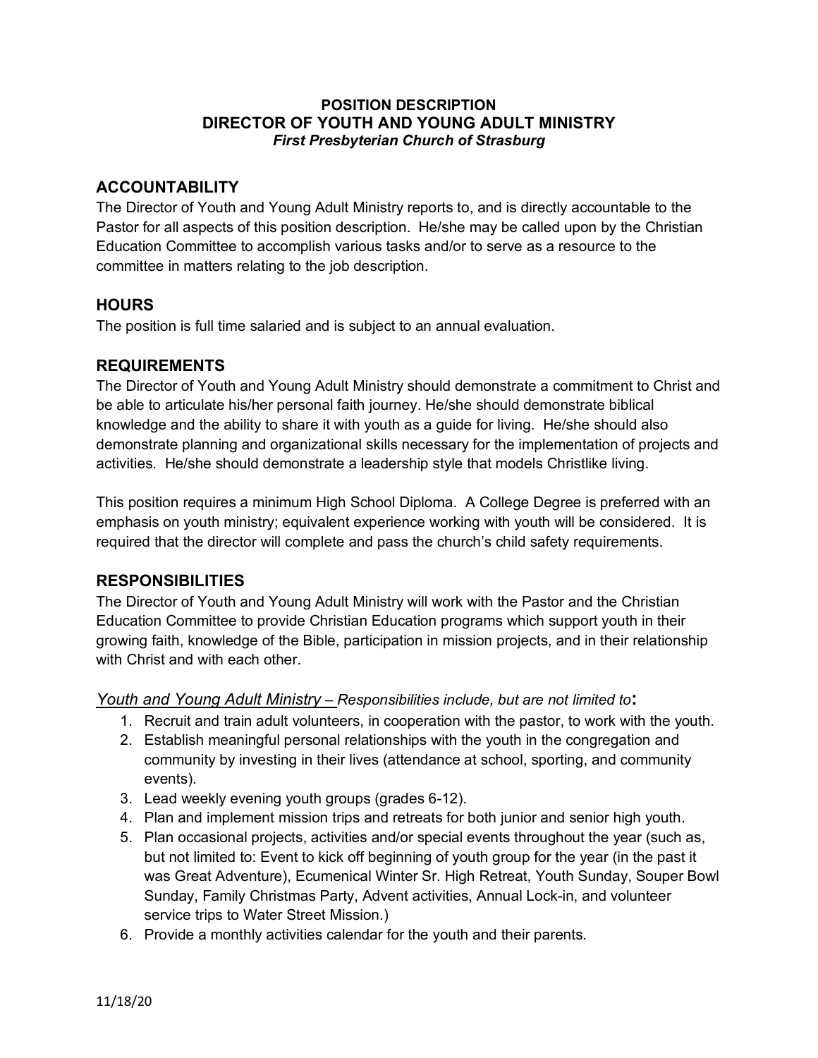**POSITION DESCRIPTION**
**DIRECTOR OF YOUTH AND YOUNG ADULT MINISTRY**
***First Presbyterian Church of Strasburg***

## ACCOUNTABILITY

The Director of Youth and Young Adult Ministry reports to, and is directly accountable to the Pastor for all aspects of this position description. He/she may be called upon by the Christian Education Committee to accomplish various tasks and/or to serve as a resource to the committee in matters relating to the job description.

## HOURS

The position is full time salaried and is subject to an annual evaluation.

## REQUIREMENTS

The Director of Youth and Young Adult Ministry should demonstrate a commitment to Christ and be able to articulate his/her personal faith journey. He/she should demonstrate biblical knowledge and the ability to share it with youth as a guide for living. He/she should also demonstrate planning and organizational skills necessary for the implementation of projects and activities. He/she should demonstrate a leadership style that models Christlike living.

This position requires a minimum High School Diploma. A College Degree is preferred with an emphasis on youth ministry; equivalent experience working with youth will be considered. It is required that the director will complete and pass the church's child safety requirements.

## RESPONSIBILITIES

The Director of Youth and Young Adult Ministry will work with the Pastor and the Christian Education Committee to provide Christian Education programs which support youth in their growing faith, knowledge of the Bible, participation in mission projects, and in their relationship with Christ and with each other.

*Youth and Young Adult Ministry – Responsibilities include, but are not limited to***:**

1. Recruit and train adult volunteers, in cooperation with the pastor, to work with the youth.
2. Establish meaningful personal relationships with the youth in the congregation and community by investing in their lives (attendance at school, sporting, and community events).
3. Lead weekly evening youth groups (grades 6-12).
4. Plan and implement mission trips and retreats for both junior and senior high youth.
5. Plan occasional projects, activities and/or special events throughout the year (such as, but not limited to: Event to kick off beginning of youth group for the year (in the past it was Great Adventure), Ecumenical Winter Sr. High Retreat, Youth Sunday, Souper Bowl Sunday, Family Christmas Party, Advent activities, Annual Lock-in, and volunteer service trips to Water Street Mission.)
6. Provide a monthly activities calendar for the youth and their parents.

11/18/20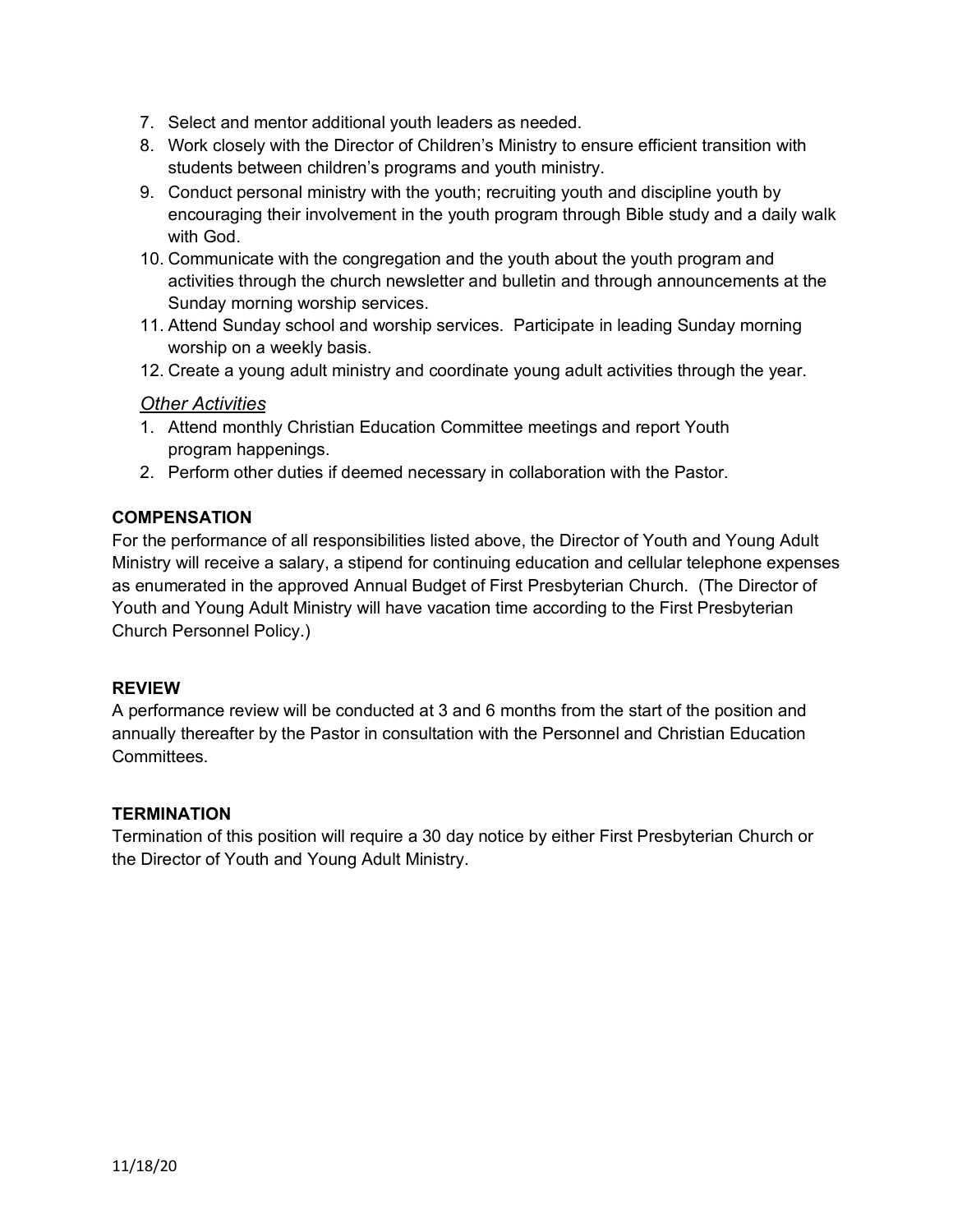7. Select and mentor additional youth leaders as needed.
8. Work closely with the Director of Children's Ministry to ensure efficient transition with students between children's programs and youth ministry.
9. Conduct personal ministry with the youth; recruiting youth and discipline youth by encouraging their involvement in the youth program through Bible study and a daily walk with God.
10. Communicate with the congregation and the youth about the youth program and activities through the church newsletter and bulletin and through announcements at the Sunday morning worship services.
11. Attend Sunday school and worship services. Participate in leading Sunday morning worship on a weekly basis.
12. Create a young adult ministry and coordinate young adult activities through the year.

*Other Activities*

1. Attend monthly Christian Education Committee meetings and report Youth program happenings.
2. Perform other duties if deemed necessary in collaboration with the Pastor.

**COMPENSATION**

For the performance of all responsibilities listed above, the Director of Youth and Young Adult Ministry will receive a salary, a stipend for continuing education and cellular telephone expenses as enumerated in the approved Annual Budget of First Presbyterian Church. (The Director of Youth and Young Adult Ministry will have vacation time according to the First Presbyterian Church Personnel Policy.)

**REVIEW**

A performance review will be conducted at 3 and 6 months from the start of the position and annually thereafter by the Pastor in consultation with the Personnel and Christian Education Committees.

**TERMINATION**

Termination of this position will require a 30 day notice by either First Presbyterian Church or the Director of Youth and Young Adult Ministry.

11/18/20